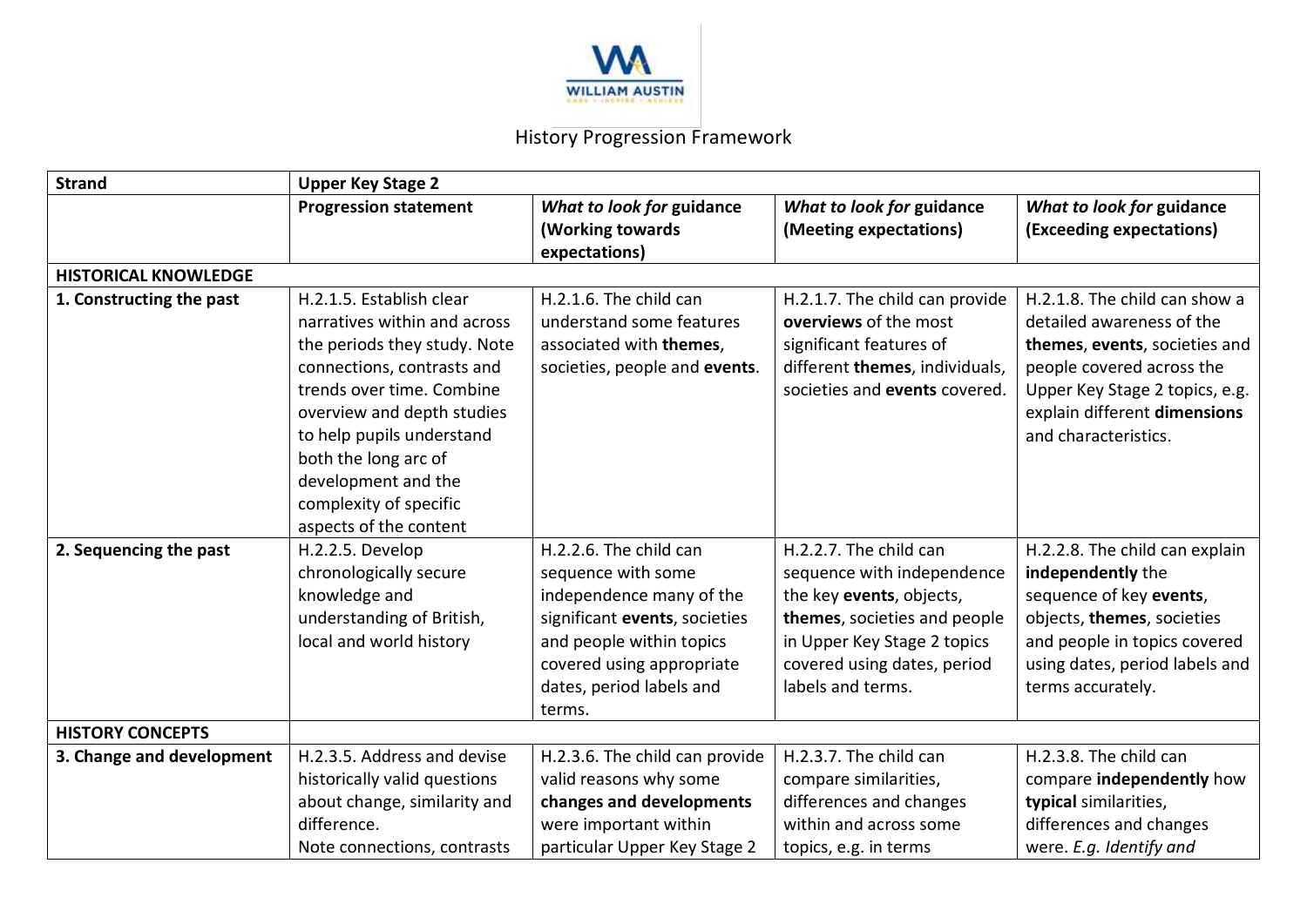WILLIAM AUSTIN

History Progression Framework

| Strand | Upper Key Stage 2 | | | |
|---|---|---|---|---|
| | **Progression statement** | ***What to look for* guidance (Working towards expectations)** | ***What to look for* guidance (Meeting expectations)** | ***What to look for* guidance (Exceeding expectations)** |
| **HISTORICAL KNOWLEDGE** | | | | |
| **1. Constructing the past** | H.2.1.5. Establish clear narratives within and across the periods they study. Note connections, contrasts and trends over time. Combine overview and depth studies to help pupils understand both the long arc of development and the complexity of specific aspects of the content | H.2.1.6. The child can understand some features associated with **themes**, societies, people and **events**. | H.2.1.7. The child can provide **overviews** of the most significant features of different **themes**, individuals, societies and **events** covered. | H.2.1.8. The child can show a detailed awareness of the **themes**, **events**, societies and people covered across the Upper Key Stage 2 topics, e.g. explain different **dimensions** and characteristics. |
| **2. Sequencing the past** | H.2.2.5. Develop chronologically secure knowledge and understanding of British, local and world history | H.2.2.6. The child can sequence with some independence many of the significant **events**, societies and people within topics covered using appropriate dates, period labels and terms. | H.2.2.7. The child can sequence with independence the key **events**, objects, **themes**, societies and people in Upper Key Stage 2 topics covered using dates, period labels and terms. | H.2.2.8. The child can explain **independently** the sequence of key **events**, objects, **themes**, societies and people in topics covered using dates, period labels and terms accurately. |
| **HISTORY CONCEPTS** | | | | |
| **3. Change and development** | H.2.3.5. Address and devise historically valid questions about change, similarity and difference. Note connections, contrasts | H.2.3.6. The child can provide valid reasons why some **changes and developments** were important within particular Upper Key Stage 2 | H.2.3.7. The child can compare similarities, differences and changes within and across some topics, e.g. in terms | H.2.3.8. The child can compare **independently** how **typical** similarities, differences and changes were. *E.g. Identify and* |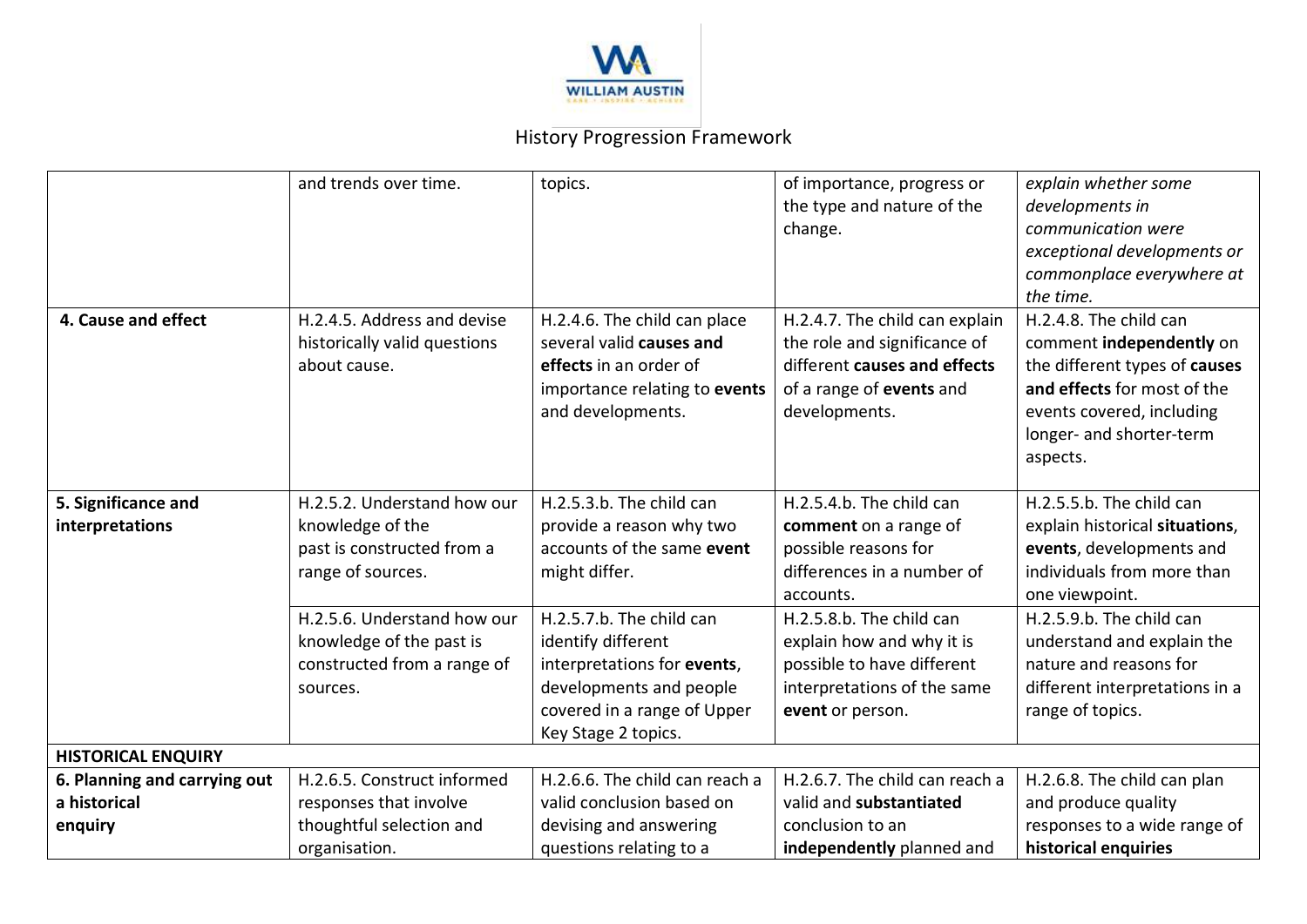| | | | | |
|---|---|---|---|---|
| | and trends over time. | topics. | of importance, progress or the type and nature of the change. | *explain whether some developments in communication were exceptional developments or commonplace everywhere at the time.* |
| **4. Cause and effect** | H.2.4.5. Address and devise historically valid questions about cause. | H.2.4.6. The child can place several valid **causes and effects** in an order of importance relating to **events** and developments. | H.2.4.7. The child can explain the role and significance of different **causes and effects** of a range of **events** and developments. | H.2.4.8. The child can comment **independently** on the different types of **causes and effects** for most of the events covered, including longer- and shorter-term aspects. |
| **5. Significance and interpretations** | H.2.5.2. Understand how our knowledge of the past is constructed from a range of sources. | H.2.5.3.b. The child can provide a reason why two accounts of the same **event** might differ. | H.2.5.4.b. The child can **comment** on a range of possible reasons for differences in a number of accounts. | H.2.5.5.b. The child can explain historical **situations**, **events**, developments and individuals from more than one viewpoint. |
| | H.2.5.6. Understand how our knowledge of the past is constructed from a range of sources. | H.2.5.7.b. The child can identify different interpretations for **events**, developments and people covered in a range of Upper Key Stage 2 topics. | H.2.5.8.b. The child can explain how and why it is possible to have different interpretations of the same **event** or person. | H.2.5.9.b. The child can understand and explain the nature and reasons for different interpretations in a range of topics. |
| **HISTORICAL ENQUIRY** | | | | |
| **6. Planning and carrying out a historical enquiry** | H.2.6.5. Construct informed responses that involve thoughtful selection and organisation. | H.2.6.6. The child can reach a valid conclusion based on devising and answering questions relating to a | H.2.6.7. The child can reach a valid and **substantiated** conclusion to an **independently** planned and | H.2.6.8. The child can plan and produce quality responses to a wide range of **historical enquiries** |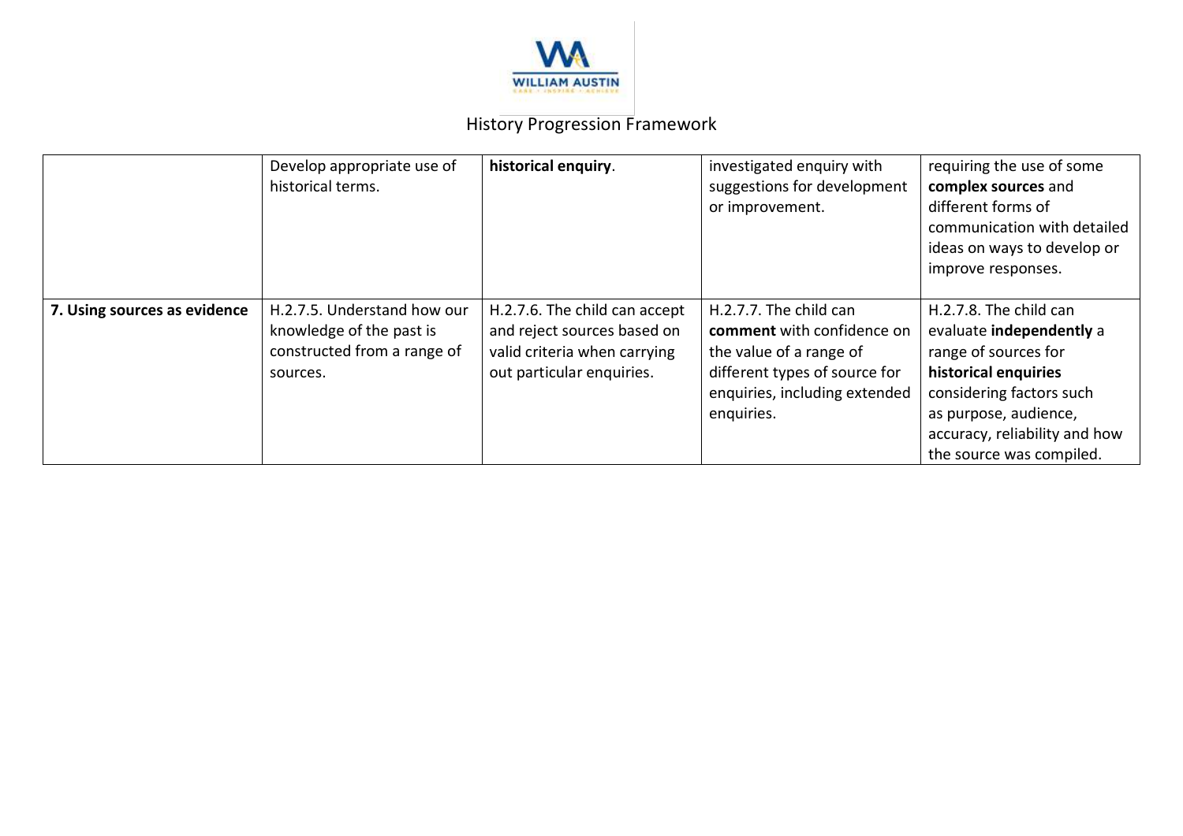History Progression Framework

| | | | | |
|---|---|---|---|---|
| | Develop appropriate use of historical terms. | **historical enquiry**. | investigated enquiry with suggestions for development or improvement. | requiring the use of some **complex sources** and different forms of communication with detailed ideas on ways to develop or improve responses. |
| **7. Using sources as evidence** | H.2.7.5. Understand how our knowledge of the past is constructed from a range of sources. | H.2.7.6. The child can accept and reject sources based on valid criteria when carrying out particular enquiries. | H.2.7.7. The child can **comment** with confidence on the value of a range of different types of source for enquiries, including extended enquiries. | H.2.7.8. The child can evaluate **independently** a range of sources for **historical enquiries** considering factors such as purpose, audience, accuracy, reliability and how the source was compiled. |